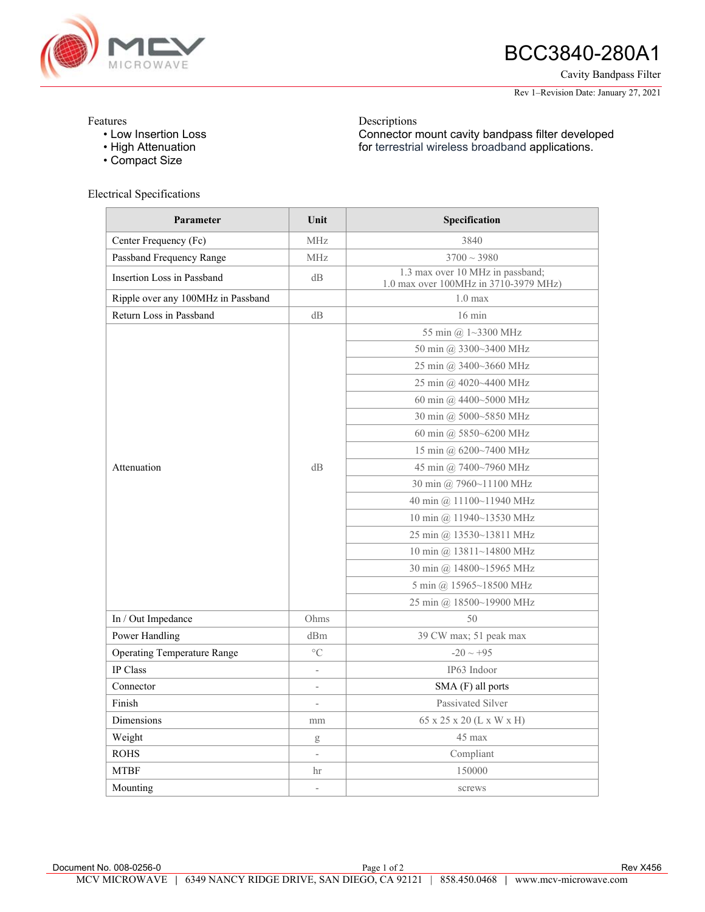# BCC3840-280A1

Cavity Bandpass Filter

Rev 1–Revision Date: January 27, 2021

**Features**

- Low Insertion Loss
- High Attenuation
- Compact Size

**Descriptions**

Connector mount cavity bandpass filter developed for terrestrial wireless broadband applications.

## Electrical Specifications

| Parameter | Unit | Specification |
|---|---|---|
| Center Frequency (Fc) | MHz | 3840 |
| Passband Frequency Range | MHz | 3700 ~ 3980 |
| Insertion Loss in Passband | dB | 1.3 max over 10 MHz in passband; 1.0 max over 100MHz in 3710-3979 MHz) |
| Ripple over any 100MHz in Passband | | 1.0 max |
| Return Loss in Passband | dB | 16 min |
| Attenuation | dB | 55 min @ 1~3300 MHz |
| | | 50 min @ 3300~3400 MHz |
| | | 25 min @ 3400~3660 MHz |
| | | 25 min @ 4020~4400 MHz |
| | | 60 min @ 4400~5000 MHz |
| | | 30 min @ 5000~5850 MHz |
| | | 60 min @ 5850~6200 MHz |
| | | 15 min @ 6200~7400 MHz |
| | | 45 min @ 7400~7960 MHz |
| | | 30 min @ 7960~11100 MHz |
| | | 40 min @ 11100~11940 MHz |
| | | 10 min @ 11940~13530 MHz |
| | | 25 min @ 13530~13811 MHz |
| | | 10 min @ 13811~14800 MHz |
| | | 30 min @ 14800~15965 MHz |
| | | 5 min @ 15965~18500 MHz |
| | | 25 min @ 18500~19900 MHz |
| In / Out Impedance | Ohms | 50 |
| Power Handling | dBm | 39 CW max; 51 peak max |
| Operating Temperature Range | °C | -20 ~ +95 |
| IP Class | - | IP63 Indoor |
| Connector | - | SMA (F) all ports |
| Finish | - | Passivated Silver |
| Dimensions | mm | 65 x 25 x 20 (L x W x H) |
| Weight | g | 45 max |
| ROHS | - | Compliant |
| MTBF | hr | 150000 |
| Mounting | - | screws |

Document No. 008-0256-0 Rev X456

MCV MICROWAVE | 6349 NANCY RIDGE DRIVE, SAN DIEGO, CA 92121 | 858.450.0468 | www.mcv-microwave.com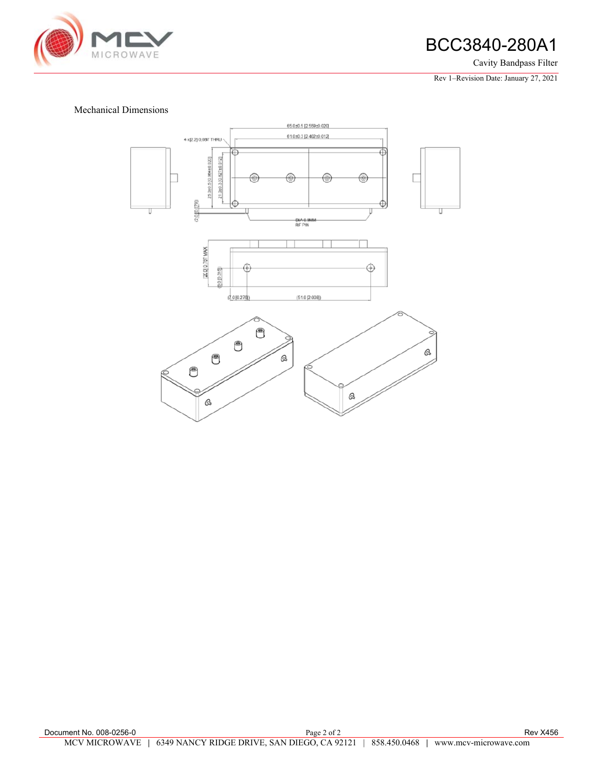Mechanical Dimensions

65.0±0.5 [2.559±0.020]

61.0±0.3 [2.402±0.012]

4 x [2.2] 0.087 THRU

25.0±0.5 [0.984±0.020]

21.0±0.3 [0.827±0.012]

(2.0) [0.079]

DIA 0.9MM
RF PIN

20.0 [0.787] MAX

8.0 [0.315]

(7.0 [0.276])

(51.0 [2.008])